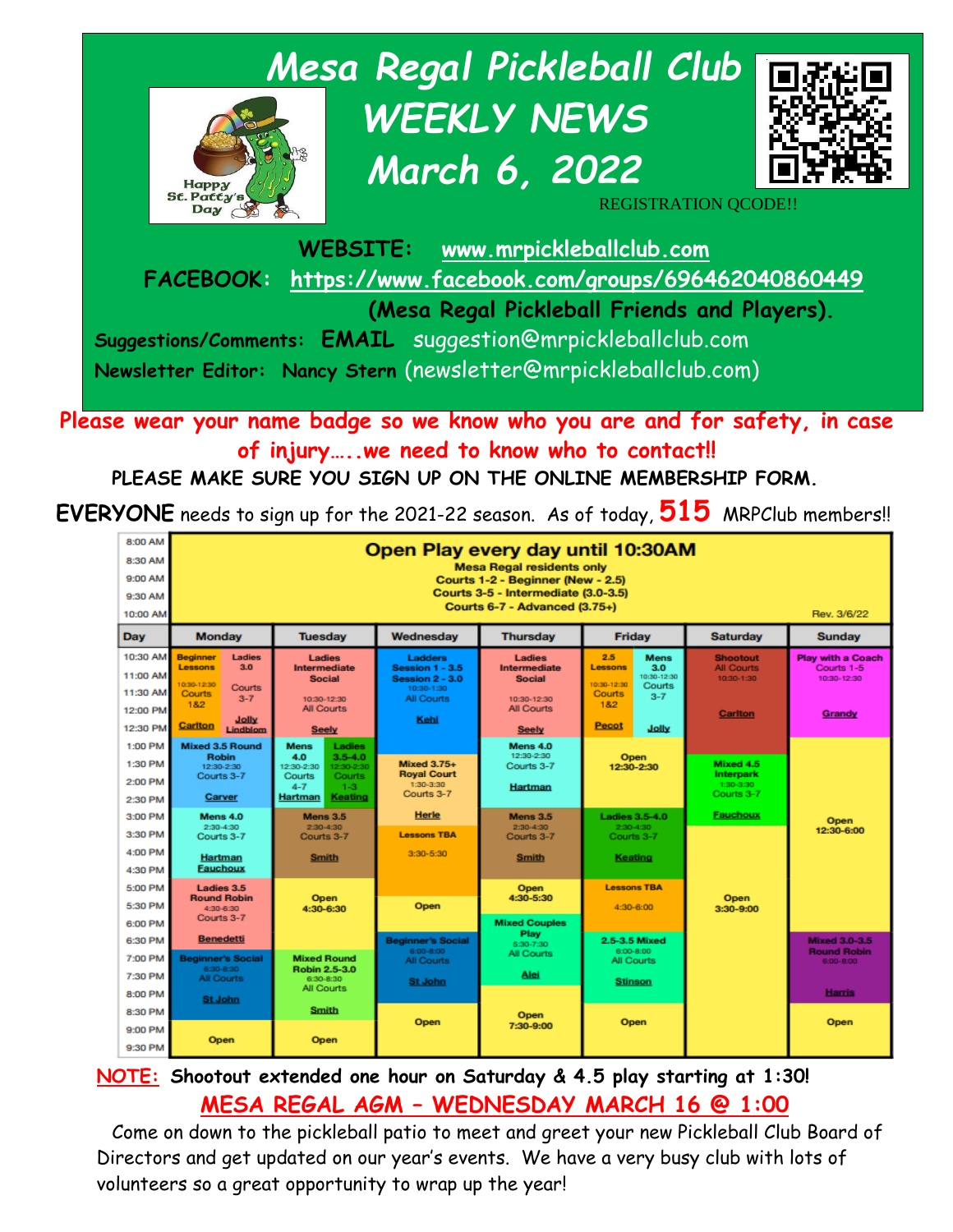# Mesa Regal Pickleball Club WEEKLY NEWS March 6, 2022

REGISTRATION QCODE!!

**WEBSITE: www.mrpickleballclub.com**

**FACEBOOK: https://www.facebook.com/groups/696462040860449**

**(Mesa Regal Pickleball Friends and Players).**

**Suggestions/Comments: EMAIL** suggestion@mrpickleballclub.com

**Newsletter Editor: Nancy Stern** (newsletter@mrpickleballclub.com)

**Please wear your name badge so we know who you are and for safety, in case of injury…..we need to know who to contact!!**

**PLEASE MAKE SURE YOU SIGN UP ON THE ONLINE MEMBERSHIP FORM.**

**EVERYONE** needs to sign up for the 2021-22 season. As of today, **515** MRPClub members!!

**Open Play every day until 10:30AM** (8:00 AM – 10:30 AM)
Mesa Regal residents only
Courts 1-2 - Beginner (New - 2.5)
Courts 3-5 - Intermediate (3.0-3.5)
Courts 6-7 - Advanced (3.75+)

Rev. 3/6/22

| Day | Monday | Tuesday | Wednesday | Thursday | Friday | Saturday | Sunday |
|---|---|---|---|---|---|---|---|
| 10:30 AM – 12:30 PM | Beginner Lessons 10:30-12:30 Courts 1&2 (Carlton); Ladies 3.0 Courts 3-7 (Jolly Lindblom) | Ladies Intermediate Social 10:30-12:30 All Courts (Seely) | Ladders Session 1 - 3.5, Session 2 - 3.0 10:30-1:30 All Courts (Kehl) | Ladies Intermediate Social 10:30-12:30 All Courts (Seely) | 2.5 Lessons 10:30-12:30 Courts 1&2 (Pecot); Mens 3.0 10:30-12:30 Courts 3-7 (Jolly) | Shootout All Courts 10:30-1:30 (Carlton) | Play with a Coach Courts 1-5 10:30-12:30 (Grandy) |
| 12:30 PM – 2:30 PM | Mixed 3.5 Round Robin 12:30-2:30 Courts 3-7 (Carver) | Mens 4.0 12:30-2:30 Courts 4-7 (Hartman); Ladies 3.5-4.0 12:30-2:30 Courts 1-3 (Keating) | Mixed 3.75+ Royal Court 1:30-3:30 Courts 3-7 (Herle) | Mens 4.0 12:30-2:30 Courts 3-7 (Hartman) | Open 12:30-2:30 | Mixed 4.5 Interpark 1:30-3:30 Courts 3-7 (Fauchoux) | Open 12:30-6:00 |
| 3:00 PM – 4:30 PM | Mens 4.0 2:30-4:30 Courts 3-7 (Hartman Fauchoux) | Mens 3.5 2:30-4:30 Courts 3-7 (Smith) | Lessons TBA 3:30-5:30 | Mens 3.5 2:30-4:30 Courts 3-7 (Smith) | Ladies 3.5-4.0 2:30-4:30 Courts 3-7 (Keating) | | |
| 5:00 PM – 6:30 PM | Ladies 3.5 Round Robin 4:30-6:30 Courts 3-7 (Benedetti) | Open 4:30-6:30 | Open | Open 4:30-5:30; Mixed Couples Play 5:30-7:30 All Courts (Alei) | Lessons TBA 4:30-6:00 | Open 3:30-9:00 | |
| 7:00 PM – 8:30 PM | Beginner's Social 6:30-8:30 All Courts (St John) | Mixed Round Robin 2.5-3.0 6:30-8:30 All Courts (Smith) | Beginner's Social 6:00-8:00 All Courts (St John) | | 2.5-3.5 Mixed 6:00-8:00 All Courts (Stinson) | | Mixed 3.0-3.5 Round Robin 6:00-8:00 (Harris) |
| 8:30 PM – 9:30 PM | Open | Open | Open | Open 7:30-9:00 | Open | | Open |

**NOTE: Shootout extended one hour on Saturday & 4.5 play starting at 1:30!**

## MESA REGAL AGM – WEDNESDAY MARCH 16 @ 1:00

Come on down to the pickleball patio to meet and greet your new Pickleball Club Board of Directors and get updated on our year's events. We have a very busy club with lots of volunteers so a great opportunity to wrap up the year!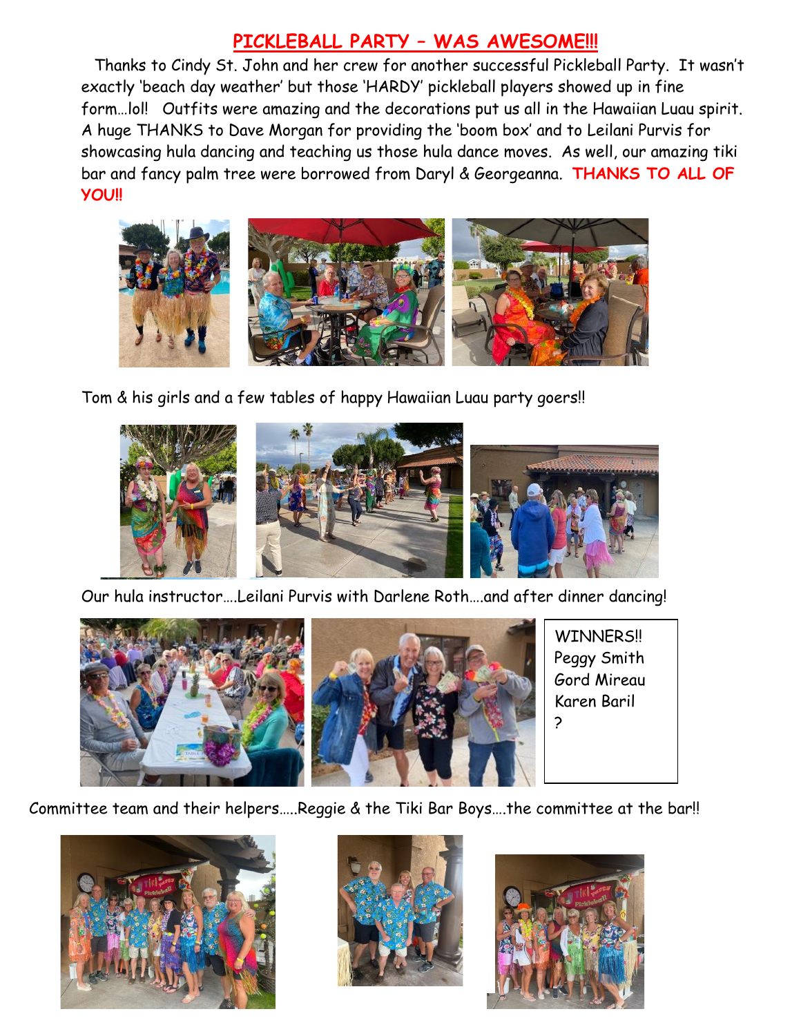# PICKLEBALL PARTY – WAS AWESOME!!!

Thanks to Cindy St. John and her crew for another successful Pickleball Party. It wasn't exactly 'beach day weather' but those 'HARDY' pickleball players showed up in fine form…lol! Outfits were amazing and the decorations put us all in the Hawaiian Luau spirit. A huge THANKS to Dave Morgan for providing the 'boom box' and to Leilani Purvis for showcasing hula dancing and teaching us those hula dance moves. As well, our amazing tiki bar and fancy palm tree were borrowed from Daryl & Georgeanna. **THANKS TO ALL OF YOU!!**

Tom & his girls and a few tables of happy Hawaiian Luau party goers!!

Our hula instructor….Leilani Purvis with Darlene Roth….and after dinner dancing!

WINNERS!!
Peggy Smith
Gord Mireau
Karen Baril
?

Committee team and their helpers…..Reggie & the Tiki Bar Boys….the committee at the bar!!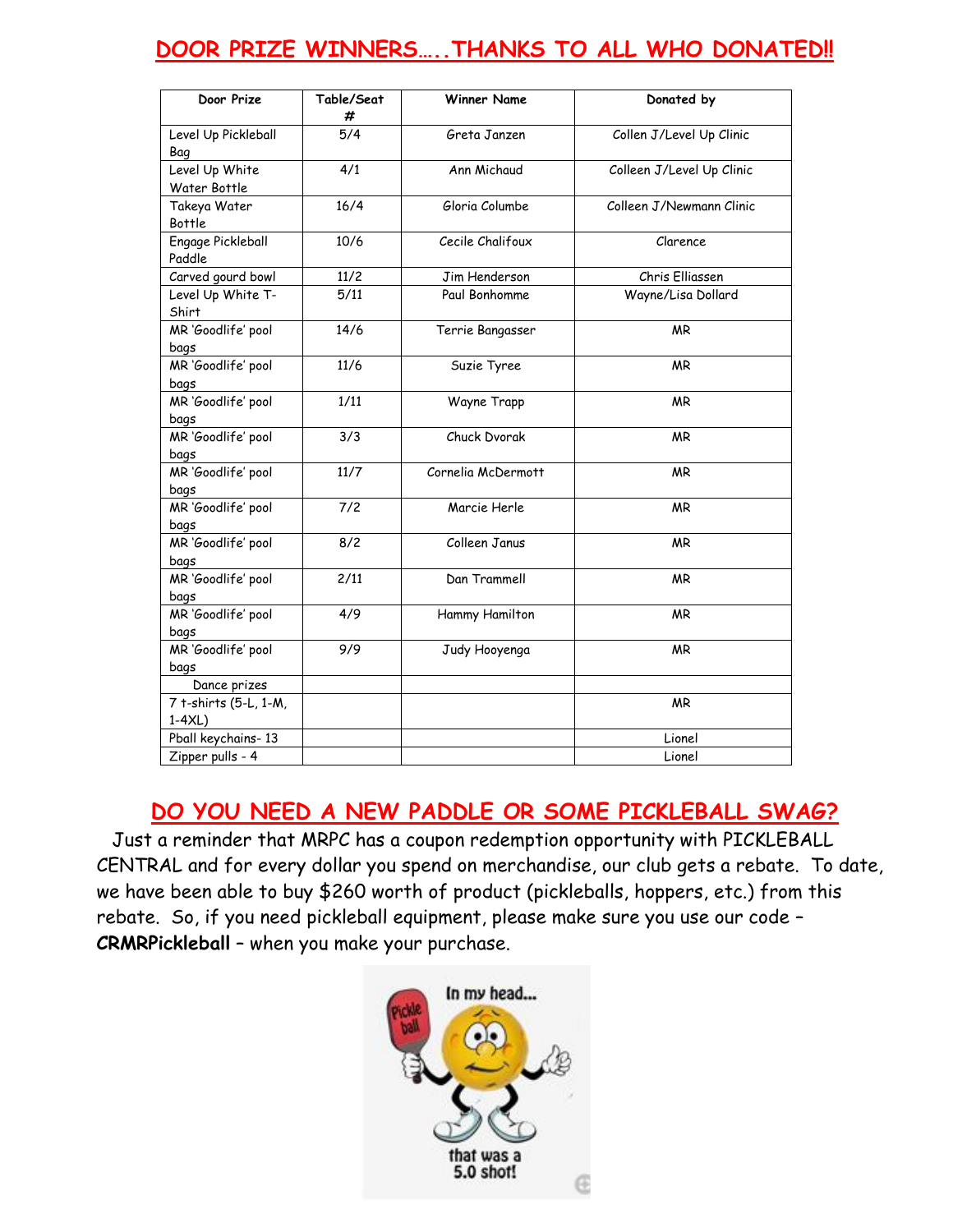## DOOR PRIZE WINNERS…..THANKS TO ALL WHO DONATED!!

| Door Prize | Table/Seat # | Winner Name | Donated by |
|---|---|---|---|
| Level Up Pickleball Bag | 5/4 | Greta Janzen | Collen J/Level Up Clinic |
| Level Up White Water Bottle | 4/1 | Ann Michaud | Colleen J/Level Up Clinic |
| Takeya Water Bottle | 16/4 | Gloria Columbe | Colleen J/Newmann Clinic |
| Engage Pickleball Paddle | 10/6 | Cecile Chalifoux | Clarence |
| Carved gourd bowl | 11/2 | Jim Henderson | Chris Elliassen |
| Level Up White T-Shirt | 5/11 | Paul Bonhomme | Wayne/Lisa Dollard |
| MR 'Goodlife' pool bags | 14/6 | Terrie Bangasser | MR |
| MR 'Goodlife' pool bags | 11/6 | Suzie Tyree | MR |
| MR 'Goodlife' pool bags | 1/11 | Wayne Trapp | MR |
| MR 'Goodlife' pool bags | 3/3 | Chuck Dvorak | MR |
| MR 'Goodlife' pool bags | 11/7 | Cornelia McDermott | MR |
| MR 'Goodlife' pool bags | 7/2 | Marcie Herle | MR |
| MR 'Goodlife' pool bags | 8/2 | Colleen Janus | MR |
| MR 'Goodlife' pool bags | 2/11 | Dan Trammell | MR |
| MR 'Goodlife' pool bags | 4/9 | Hammy Hamilton | MR |
| MR 'Goodlife' pool bags | 9/9 | Judy Hooyenga | MR |
| Dance prizes | | | |
| 7 t-shirts (5-L, 1-M, 1-4XL) | | | MR |
| Pball keychains- 13 | | | Lionel |
| Zipper pulls - 4 | | | Lionel |

## DO YOU NEED A NEW PADDLE OR SOME PICKLEBALL SWAG?

Just a reminder that MRPC has a coupon redemption opportunity with PICKLEBALL CENTRAL and for every dollar you spend on merchandise, our club gets a rebate. To date, we have been able to buy $260 worth of product (pickleballs, hoppers, etc.) from this rebate. So, if you need pickleball equipment, please make sure you use our code – **CRMRPickleball** – when you make your purchase.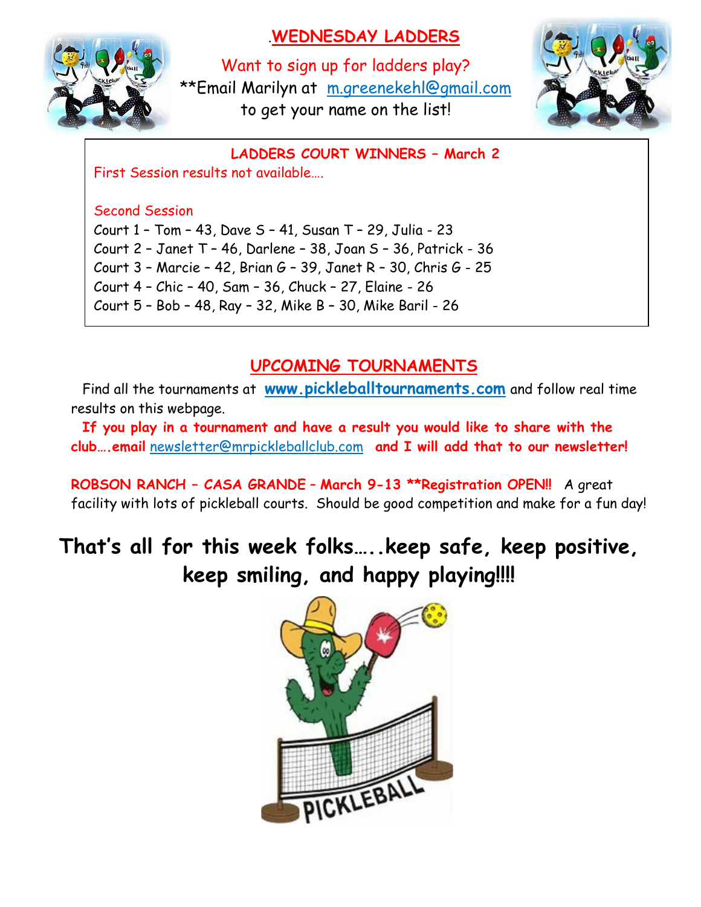## .WEDNESDAY LADDERS

Want to sign up for ladders play?

**Email Marilyn at m.greenekehl@gmail.com to get your name on the list!

**LADDERS COURT WINNERS – March 2**

First Session results not available….

Second Session

Court 1 – Tom – 43, Dave S – 41, Susan T – 29, Julia - 23

Court 2 – Janet T – 46, Darlene – 38, Joan S – 36, Patrick - 36

Court 3 – Marcie – 42, Brian G – 39, Janet R – 30, Chris G - 25

Court 4 – Chic – 40, Sam – 36, Chuck – 27, Elaine - 26

Court 5 – Bob – 48, Ray – 32, Mike B – 30, Mike Baril - 26

## UPCOMING TOURNAMENTS

Find all the tournaments at **www.pickleballtournaments.com** and follow real time results on this webpage.

**If you play in a tournament and have a result you would like to share with the club….email** newsletter@mrpickleballclub.com **and I will add that to our newsletter!**

**ROBSON RANCH – CASA GRANDE – March 9-13 **Registration OPEN!!** A great facility with lots of pickleball courts. Should be good competition and make for a fun day!

# That's all for this week folks…..keep safe, keep positive, keep smiling, and happy playing!!!!